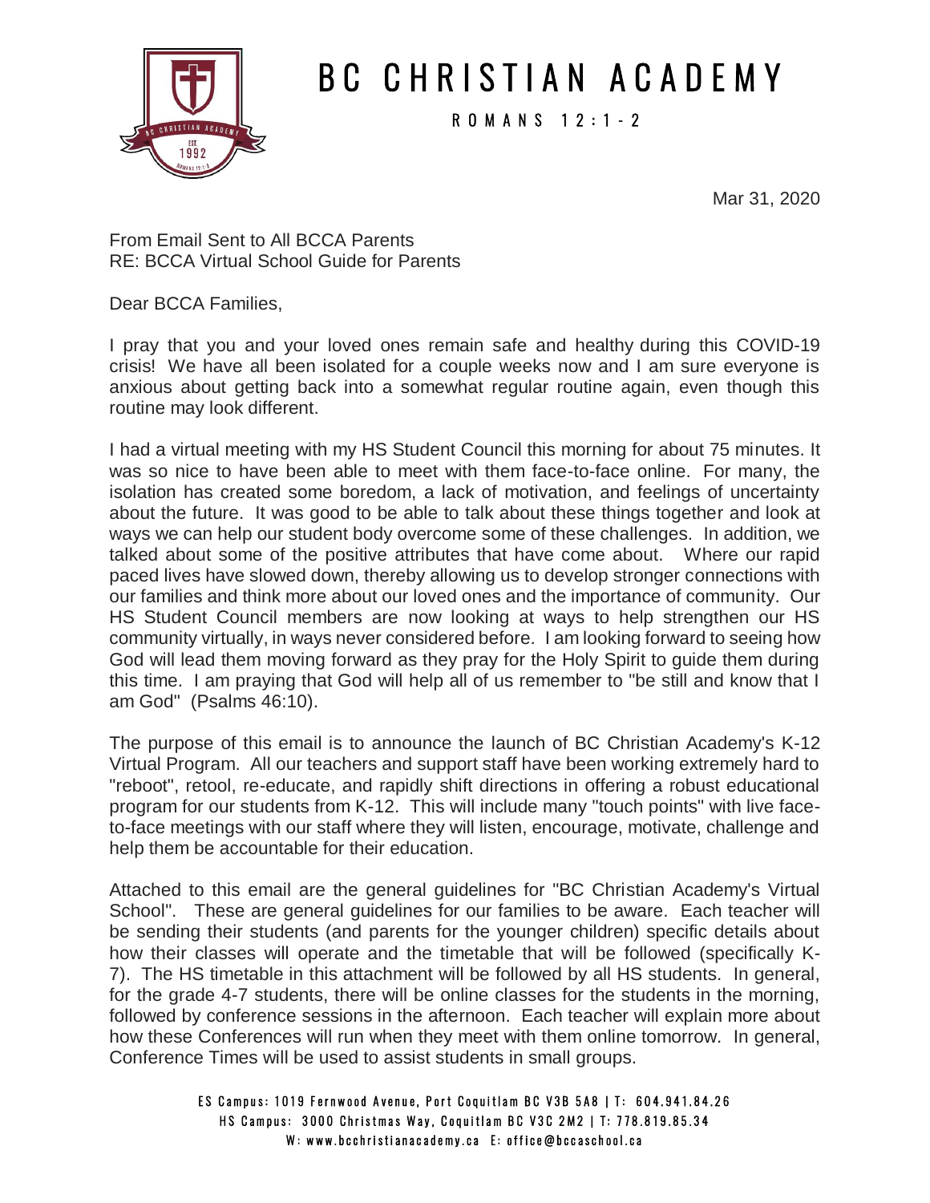# BC CHRISTIAN ACADEMY

ROMANS 12:1-2

Mar 31, 2020

From Email Sent to All BCCA Parents
RE: BCCA Virtual School Guide for Parents

Dear BCCA Families,

I pray that you and your loved ones remain safe and healthy during this COVID-19 crisis! We have all been isolated for a couple weeks now and I am sure everyone is anxious about getting back into a somewhat regular routine again, even though this routine may look different.

I had a virtual meeting with my HS Student Council this morning for about 75 minutes. It was so nice to have been able to meet with them face-to-face online. For many, the isolation has created some boredom, a lack of motivation, and feelings of uncertainty about the future. It was good to be able to talk about these things together and look at ways we can help our student body overcome some of these challenges. In addition, we talked about some of the positive attributes that have come about. Where our rapid paced lives have slowed down, thereby allowing us to develop stronger connections with our families and think more about our loved ones and the importance of community. Our HS Student Council members are now looking at ways to help strengthen our HS community virtually, in ways never considered before. I am looking forward to seeing how God will lead them moving forward as they pray for the Holy Spirit to guide them during this time. I am praying that God will help all of us remember to "be still and know that I am God" (Psalms 46:10).

The purpose of this email is to announce the launch of BC Christian Academy's K-12 Virtual Program. All our teachers and support staff have been working extremely hard to "reboot", retool, re-educate, and rapidly shift directions in offering a robust educational program for our students from K-12. This will include many "touch points" with live face-to-face meetings with our staff where they will listen, encourage, motivate, challenge and help them be accountable for their education.

Attached to this email are the general guidelines for "BC Christian Academy's Virtual School". These are general guidelines for our families to be aware. Each teacher will be sending their students (and parents for the younger children) specific details about how their classes will operate and the timetable that will be followed (specifically K-7). The HS timetable in this attachment will be followed by all HS students. In general, for the grade 4-7 students, there will be online classes for the students in the morning, followed by conference sessions in the afternoon. Each teacher will explain more about how these Conferences will run when they meet with them online tomorrow. In general, Conference Times will be used to assist students in small groups.

ES Campus: 1019 Fernwood Avenue, Port Coquitlam BC V3B 5A8 | T: 604.941.84.26
HS Campus: 3000 Christmas Way, Coquitlam BC V3C 2M2 | T: 778.819.85.34
W: www.bcchristianacademy.ca E: office@bccaschool.ca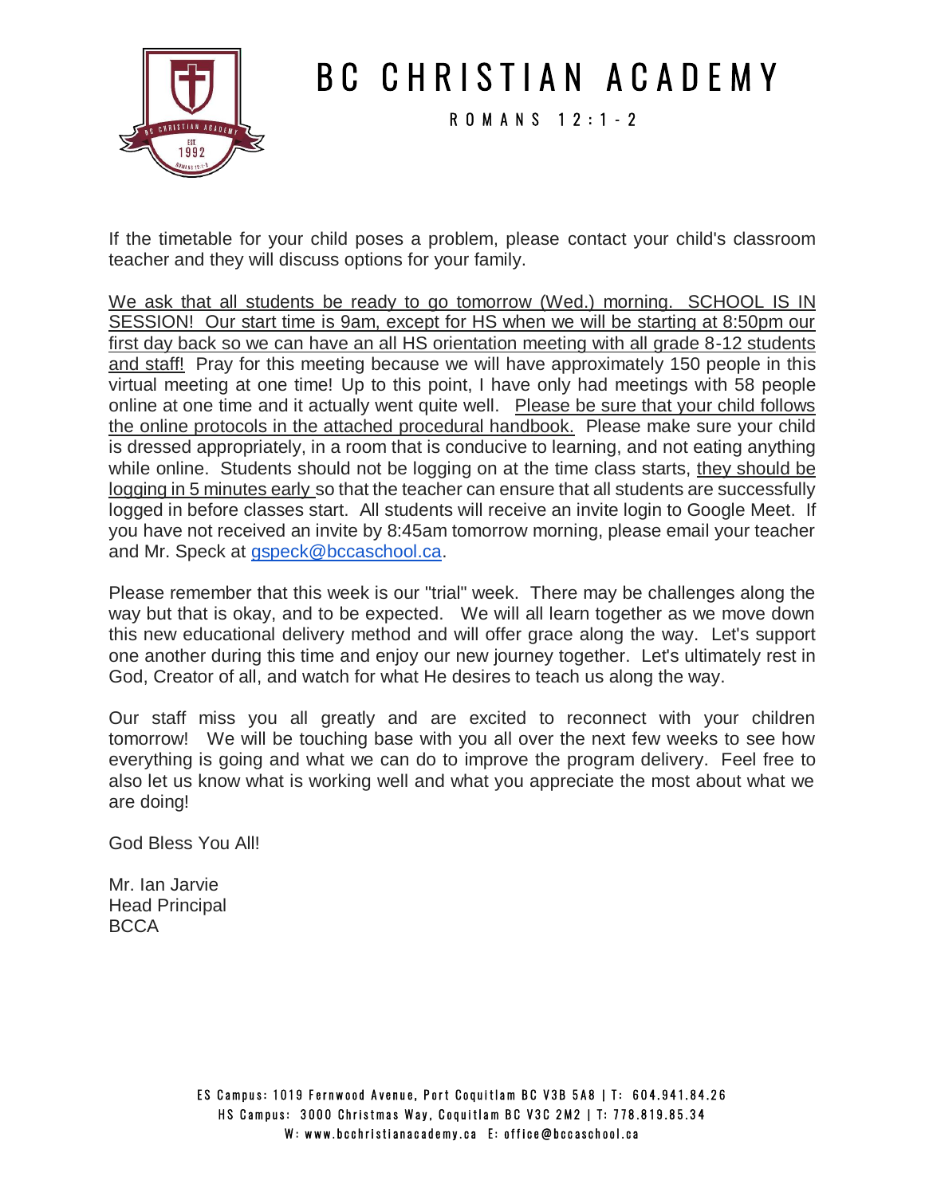# BC CHRISTIAN ACADEMY

ROMANS 12:1-2

If the timetable for your child poses a problem, please contact your child's classroom teacher and they will discuss options for your family.

<u>We ask that all students be ready to go tomorrow (Wed.) morning. SCHOOL IS IN SESSION! Our start time is 9am, except for HS when we will be starting at 8:50pm our first day back so we can have an all HS orientation meeting with all grade 8-12 students and staff!</u> Pray for this meeting because we will have approximately 150 people in this virtual meeting at one time! Up to this point, I have only had meetings with 58 people online at one time and it actually went quite well. <u>Please be sure that your child follows the online protocols in the attached procedural handbook.</u> Please make sure your child is dressed appropriately, in a room that is conducive to learning, and not eating anything while online. Students should not be logging on at the time class starts, <u>they should be logging in 5 minutes early</u> so that the teacher can ensure that all students are successfully logged in before classes start. All students will receive an invite login to Google Meet. If you have not received an invite by 8:45am tomorrow morning, please email your teacher and Mr. Speck at gspeck@bccaschool.ca.

Please remember that this week is our "trial" week. There may be challenges along the way but that is okay, and to be expected. We will all learn together as we move down this new educational delivery method and will offer grace along the way. Let's support one another during this time and enjoy our new journey together. Let's ultimately rest in God, Creator of all, and watch for what He desires to teach us along the way.

Our staff miss you all greatly and are excited to reconnect with your children tomorrow! We will be touching base with you all over the next few weeks to see how everything is going and what we can do to improve the program delivery. Feel free to also let us know what is working well and what you appreciate the most about what we are doing!

God Bless You All!

Mr. Ian Jarvie
Head Principal
BCCA

ES Campus: 1019 Fernwood Avenue, Port Coquitlam BC V3B 5A8 | T: 604.941.84.26
HS Campus: 3000 Christmas Way, Coquitlam BC V3C 2M2 | T: 778.819.85.34
W: www.bcchristianacademy.ca E: office@bccaschool.ca